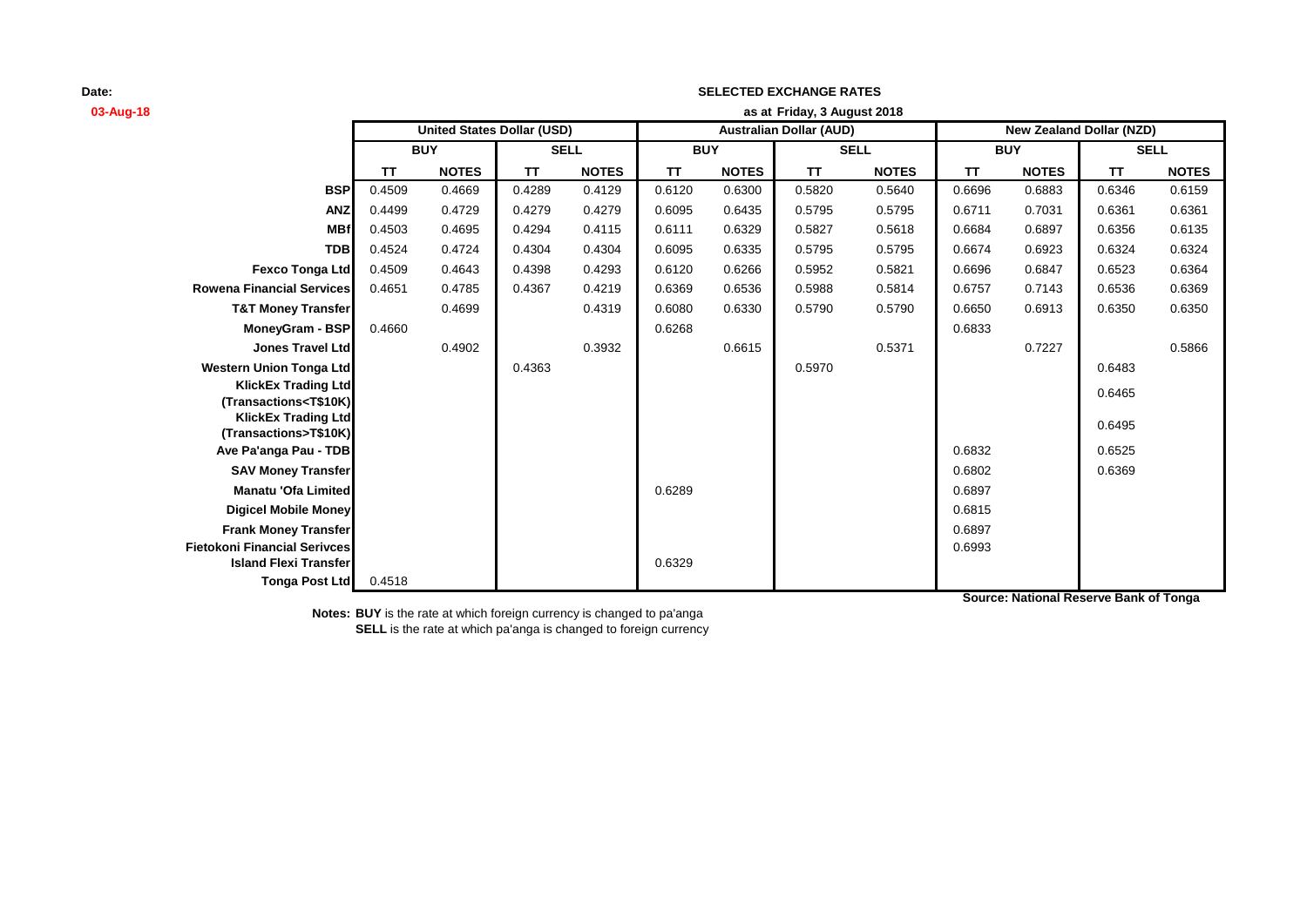**Date:**
**03-Aug-18**

**SELECTED EXCHANGE RATES**
**as at Friday, 3 August 2018**

| | United States Dollar (USD) | | | | Australian Dollar (AUD) | | | | New Zealand Dollar (NZD) | | | |
|---|---|---|---|---|---|---|---|---|---|---|---|---|
| | BUY | | SELL | | BUY | | SELL | | BUY | | SELL | |
| | TT | NOTES | TT | NOTES | TT | NOTES | TT | NOTES | TT | NOTES | TT | NOTES |
| **BSP** | 0.4509 | 0.4669 | 0.4289 | 0.4129 | 0.6120 | 0.6300 | 0.5820 | 0.5640 | 0.6696 | 0.6883 | 0.6346 | 0.6159 |
| **ANZ** | 0.4499 | 0.4729 | 0.4279 | 0.4279 | 0.6095 | 0.6435 | 0.5795 | 0.5795 | 0.6711 | 0.7031 | 0.6361 | 0.6361 |
| **MBf** | 0.4503 | 0.4695 | 0.4294 | 0.4115 | 0.6111 | 0.6329 | 0.5827 | 0.5618 | 0.6684 | 0.6897 | 0.6356 | 0.6135 |
| **TDB** | 0.4524 | 0.4724 | 0.4304 | 0.4304 | 0.6095 | 0.6335 | 0.5795 | 0.5795 | 0.6674 | 0.6923 | 0.6324 | 0.6324 |
| **Fexco Tonga Ltd** | 0.4509 | 0.4643 | 0.4398 | 0.4293 | 0.6120 | 0.6266 | 0.5952 | 0.5821 | 0.6696 | 0.6847 | 0.6523 | 0.6364 |
| **Rowena Financial Services** | 0.4651 | 0.4785 | 0.4367 | 0.4219 | 0.6369 | 0.6536 | 0.5988 | 0.5814 | 0.6757 | 0.7143 | 0.6536 | 0.6369 |
| **T&T Money Transfer** | | 0.4699 | | 0.4319 | 0.6080 | 0.6330 | 0.5790 | 0.5790 | 0.6650 | 0.6913 | 0.6350 | 0.6350 |
| **MoneyGram - BSP** | 0.4660 | | | | 0.6268 | | | | 0.6833 | | | |
| **Jones Travel Ltd** | | 0.4902 | | 0.3932 | | 0.6615 | | 0.5371 | | 0.7227 | | 0.5866 |
| **Western Union Tonga Ltd** | | | 0.4363 | | | | 0.5970 | | | | 0.6483 | |
| **KlickEx Trading Ltd (Transactions<T$10K)** | | | | | | | | | | | 0.6465 | |
| **KlickEx Trading Ltd (Transactions>T$10K)** | | | | | | | | | | | 0.6495 | |
| **Ave Pa'anga Pau - TDB** | | | | | | | | | 0.6832 | | 0.6525 | |
| **SAV Money Transfer** | | | | | | | | | 0.6802 | | 0.6369 | |
| **Manatu 'Ofa Limited** | | | | | 0.6289 | | | | 0.6897 | | | |
| **Digicel Mobile Money** | | | | | | | | | 0.6815 | | | |
| **Frank Money Transfer** | | | | | | | | | 0.6897 | | | |
| **Fietokoni Financial Serivces** | | | | | | | | | 0.6993 | | | |
| **Island Flexi Transfer** | | | | | 0.6329 | | | | | | | |
| **Tonga Post Ltd** | 0.4518 | | | | | | | | | | | |

**Source: National Reserve Bank of Tonga**

**Notes: BUY** is the rate at which foreign currency is changed to pa'anga
**SELL** is the rate at which pa'anga is changed to foreign currency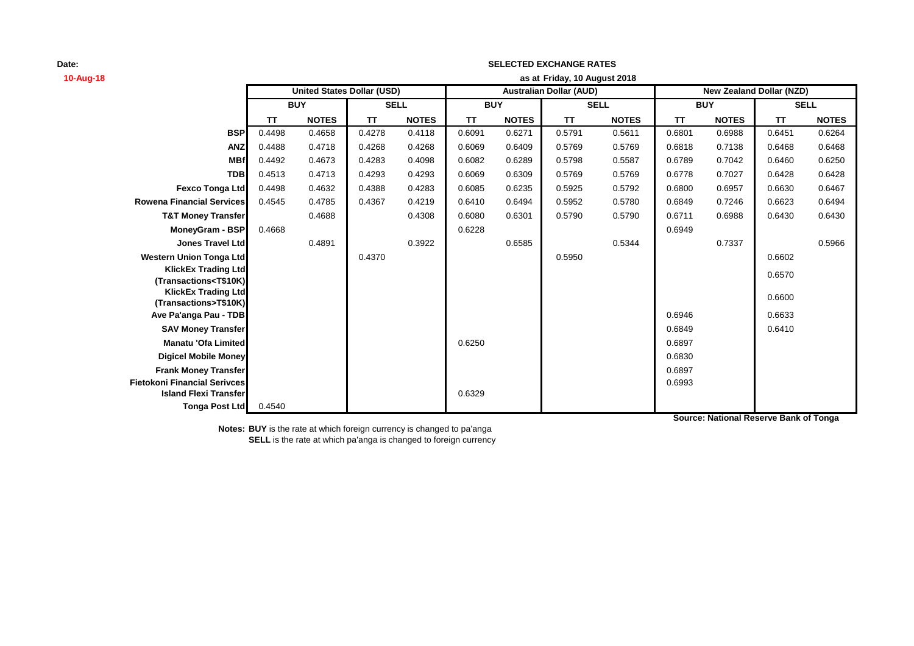**Date:** 10-Aug-18

**SELECTED EXCHANGE RATES**

**as at Friday, 10 August 2018**

| | United States Dollar (USD) | | | | Australian Dollar (AUD) | | | | New Zealand Dollar (NZD) | | | |
|---|---|---|---|---|---|---|---|---|---|---|---|---|
| | BUY | | SELL | | BUY | | SELL | | BUY | | SELL | |
| | TT | NOTES | TT | NOTES | TT | NOTES | TT | NOTES | TT | NOTES | TT | NOTES |
| **BSP** | 0.4498 | 0.4658 | 0.4278 | 0.4118 | 0.6091 | 0.6271 | 0.5791 | 0.5611 | 0.6801 | 0.6988 | 0.6451 | 0.6264 |
| **ANZ** | 0.4488 | 0.4718 | 0.4268 | 0.4268 | 0.6069 | 0.6409 | 0.5769 | 0.5769 | 0.6818 | 0.7138 | 0.6468 | 0.6468 |
| **MBf** | 0.4492 | 0.4673 | 0.4283 | 0.4098 | 0.6082 | 0.6289 | 0.5798 | 0.5587 | 0.6789 | 0.7042 | 0.6460 | 0.6250 |
| **TDB** | 0.4513 | 0.4713 | 0.4293 | 0.4293 | 0.6069 | 0.6309 | 0.5769 | 0.5769 | 0.6778 | 0.7027 | 0.6428 | 0.6428 |
| **Fexco Tonga Ltd** | 0.4498 | 0.4632 | 0.4388 | 0.4283 | 0.6085 | 0.6235 | 0.5925 | 0.5792 | 0.6800 | 0.6957 | 0.6630 | 0.6467 |
| **Rowena Financial Services** | 0.4545 | 0.4785 | 0.4367 | 0.4219 | 0.6410 | 0.6494 | 0.5952 | 0.5780 | 0.6849 | 0.7246 | 0.6623 | 0.6494 |
| **T&T Money Transfer** | | 0.4688 | | 0.4308 | 0.6080 | 0.6301 | 0.5790 | 0.5790 | 0.6711 | 0.6988 | 0.6430 | 0.6430 |
| **MoneyGram - BSP** | 0.4668 | | | | 0.6228 | | | | 0.6949 | | | |
| **Jones Travel Ltd** | | 0.4891 | | 0.3922 | | 0.6585 | | 0.5344 | | 0.7337 | | 0.5966 |
| **Western Union Tonga Ltd** | | | 0.4370 | | | | 0.5950 | | | | 0.6602 | |
| **KlickEx Trading Ltd (Transactions<T$10K)** | | | | | | | | | | | 0.6570 | |
| **KlickEx Trading Ltd (Transactions>T$10K)** | | | | | | | | | | | 0.6600 | |
| **Ave Pa'anga Pau - TDB** | | | | | | | | | 0.6946 | | 0.6633 | |
| **SAV Money Transfer** | | | | | | | | | 0.6849 | | 0.6410 | |
| **Manatu 'Ofa Limited** | | | | | 0.6250 | | | | 0.6897 | | | |
| **Digicel Mobile Money** | | | | | | | | | 0.6830 | | | |
| **Frank Money Transfer** | | | | | | | | | 0.6897 | | | |
| **Fietokoni Financial Serivces** | | | | | | | | | 0.6993 | | | |
| **Island Flexi Transfer** | | | | | 0.6329 | | | | | | | |
| **Tonga Post Ltd** | 0.4540 | | | | | | | | | | | |

**Source: National Reserve Bank of Tonga**

**Notes: BUY** is the rate at which foreign currency is changed to pa'anga

**SELL** is the rate at which pa'anga is changed to foreign currency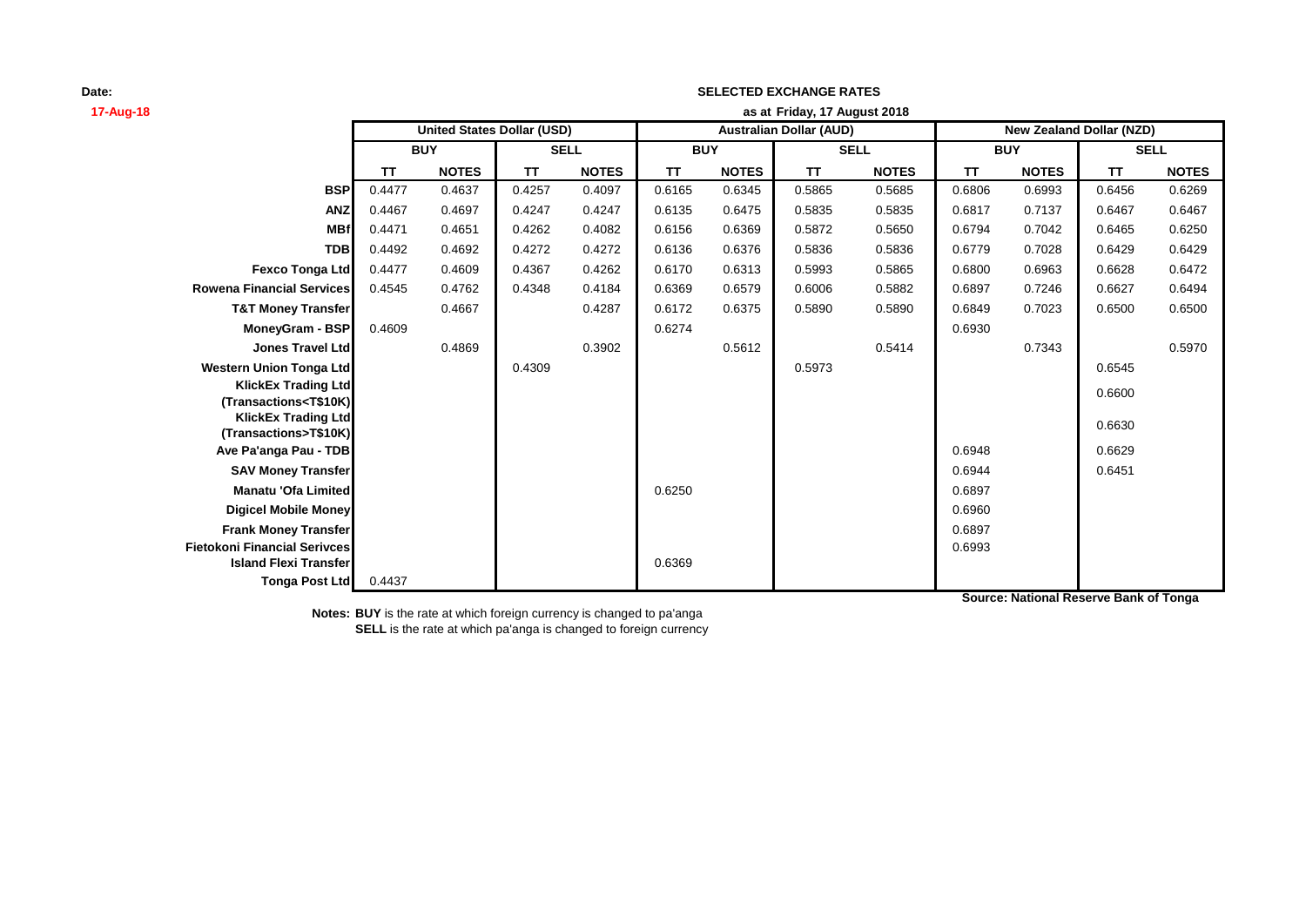**Date:**
**17-Aug-18**

**SELECTED EXCHANGE RATES**

**as at Friday, 17 August 2018**

| | United States Dollar (USD) | | | | Australian Dollar (AUD) | | | | New Zealand Dollar (NZD) | | | |
|---|---|---|---|---|---|---|---|---|---|---|---|---|
| | BUY | | SELL | | BUY | | SELL | | BUY | | SELL | |
| | TT | NOTES | TT | NOTES | TT | NOTES | TT | NOTES | TT | NOTES | TT | NOTES |
| **BSP** | 0.4477 | 0.4637 | 0.4257 | 0.4097 | 0.6165 | 0.6345 | 0.5865 | 0.5685 | 0.6806 | 0.6993 | 0.6456 | 0.6269 |
| **ANZ** | 0.4467 | 0.4697 | 0.4247 | 0.4247 | 0.6135 | 0.6475 | 0.5835 | 0.5835 | 0.6817 | 0.7137 | 0.6467 | 0.6467 |
| **MBf** | 0.4471 | 0.4651 | 0.4262 | 0.4082 | 0.6156 | 0.6369 | 0.5872 | 0.5650 | 0.6794 | 0.7042 | 0.6465 | 0.6250 |
| **TDB** | 0.4492 | 0.4692 | 0.4272 | 0.4272 | 0.6136 | 0.6376 | 0.5836 | 0.5836 | 0.6779 | 0.7028 | 0.6429 | 0.6429 |
| **Fexco Tonga Ltd** | 0.4477 | 0.4609 | 0.4367 | 0.4262 | 0.6170 | 0.6313 | 0.5993 | 0.5865 | 0.6800 | 0.6963 | 0.6628 | 0.6472 |
| **Rowena Financial Services** | 0.4545 | 0.4762 | 0.4348 | 0.4184 | 0.6369 | 0.6579 | 0.6006 | 0.5882 | 0.6897 | 0.7246 | 0.6627 | 0.6494 |
| **T&T Money Transfer** | | 0.4667 | | 0.4287 | 0.6172 | 0.6375 | 0.5890 | 0.5890 | 0.6849 | 0.7023 | 0.6500 | 0.6500 |
| **MoneyGram - BSP** | 0.4609 | | | | 0.6274 | | | | 0.6930 | | | |
| **Jones Travel Ltd** | | 0.4869 | | 0.3902 | | 0.5612 | | 0.5414 | | 0.7343 | | 0.5970 |
| **Western Union Tonga Ltd** | | | 0.4309 | | | | 0.5973 | | | | 0.6545 | |
| **KlickEx Trading Ltd (Transactions<T$10K)** | | | | | | | | | | | 0.6600 | |
| **KlickEx Trading Ltd (Transactions>T$10K)** | | | | | | | | | | | 0.6630 | |
| **Ave Pa'anga Pau - TDB** | | | | | | | | | 0.6948 | | 0.6629 | |
| **SAV Money Transfer** | | | | | | | | | 0.6944 | | 0.6451 | |
| **Manatu 'Ofa Limited** | | | | | 0.6250 | | | | 0.6897 | | | |
| **Digicel Mobile Money** | | | | | | | | | 0.6960 | | | |
| **Frank Money Transfer** | | | | | | | | | 0.6897 | | | |
| **Fietokoni Financial Serivces** | | | | | | | | | 0.6993 | | | |
| **Island Flexi Transfer** | | | | | 0.6369 | | | | | | | |
| **Tonga Post Ltd** | 0.4437 | | | | | | | | | | | |

**Source: National Reserve Bank of Tonga**

**Notes: BUY** is the rate at which foreign currency is changed to pa'anga
**SELL** is the rate at which pa'anga is changed to foreign currency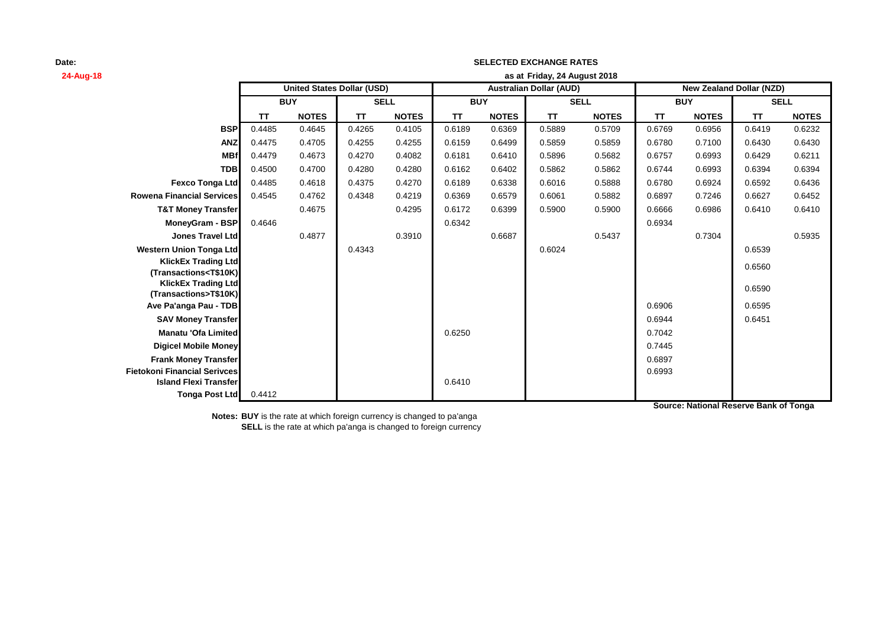**Date:** 24-Aug-18

## SELECTED EXCHANGE RATES

**as at Friday, 24 August 2018**

| | United States Dollar (USD) | | | | Australian Dollar (AUD) | | | | New Zealand Dollar (NZD) | | | |
|---|---|---|---|---|---|---|---|---|---|---|---|---|
| | BUY | | SELL | | BUY | | SELL | | BUY | | SELL | |
| | TT | NOTES | TT | NOTES | TT | NOTES | TT | NOTES | TT | NOTES | TT | NOTES |
| **BSP** | 0.4485 | 0.4645 | 0.4265 | 0.4105 | 0.6189 | 0.6369 | 0.5889 | 0.5709 | 0.6769 | 0.6956 | 0.6419 | 0.6232 |
| **ANZ** | 0.4475 | 0.4705 | 0.4255 | 0.4255 | 0.6159 | 0.6499 | 0.5859 | 0.5859 | 0.6780 | 0.7100 | 0.6430 | 0.6430 |
| **MBf** | 0.4479 | 0.4673 | 0.4270 | 0.4082 | 0.6181 | 0.6410 | 0.5896 | 0.5682 | 0.6757 | 0.6993 | 0.6429 | 0.6211 |
| **TDB** | 0.4500 | 0.4700 | 0.4280 | 0.4280 | 0.6162 | 0.6402 | 0.5862 | 0.5862 | 0.6744 | 0.6993 | 0.6394 | 0.6394 |
| **Fexco Tonga Ltd** | 0.4485 | 0.4618 | 0.4375 | 0.4270 | 0.6189 | 0.6338 | 0.6016 | 0.5888 | 0.6780 | 0.6924 | 0.6592 | 0.6436 |
| **Rowena Financial Services** | 0.4545 | 0.4762 | 0.4348 | 0.4219 | 0.6369 | 0.6579 | 0.6061 | 0.5882 | 0.6897 | 0.7246 | 0.6627 | 0.6452 |
| **T&T Money Transfer** | | 0.4675 | | 0.4295 | 0.6172 | 0.6399 | 0.5900 | 0.5900 | 0.6666 | 0.6986 | 0.6410 | 0.6410 |
| **MoneyGram - BSP** | 0.4646 | | | | 0.6342 | | | | 0.6934 | | | |
| **Jones Travel Ltd** | | 0.4877 | | 0.3910 | | 0.6687 | | 0.5437 | | 0.7304 | | 0.5935 |
| **Western Union Tonga Ltd** | | | 0.4343 | | | | 0.6024 | | | | 0.6539 | |
| **KlickEx Trading Ltd (Transactions<T$10K)** | | | | | | | | | | | 0.6560 | |
| **KlickEx Trading Ltd (Transactions>T$10K)** | | | | | | | | | | | 0.6590 | |
| **Ave Pa'anga Pau - TDB** | | | | | | | | | 0.6906 | | 0.6595 | |
| **SAV Money Transfer** | | | | | | | | | 0.6944 | | 0.6451 | |
| **Manatu 'Ofa Limited** | | | | | 0.6250 | | | | 0.7042 | | | |
| **Digicel Mobile Money** | | | | | | | | | 0.7445 | | | |
| **Frank Money Transfer** | | | | | | | | | 0.6897 | | | |
| **Fietokoni Financial Serivces** | | | | | | | | | 0.6993 | | | |
| **Island Flexi Transfer** | | | | | 0.6410 | | | | | | | |
| **Tonga Post Ltd** | 0.4412 | | | | | | | | | | | |

**Source: National Reserve Bank of Tonga**

**Notes:** **BUY** is the rate at which foreign currency is changed to pa'anga
**SELL** is the rate at which pa'anga is changed to foreign currency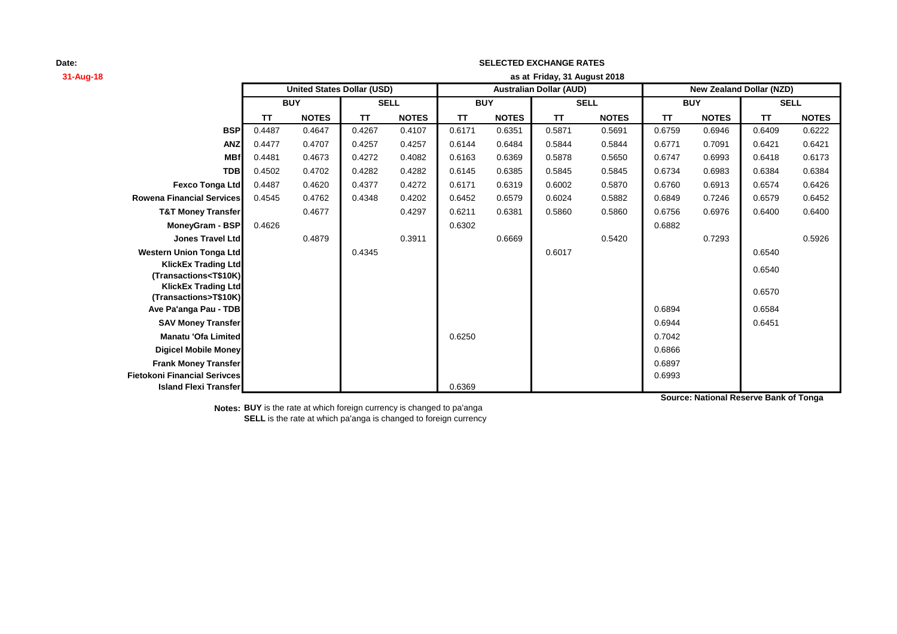Date:
31-Aug-18

**SELECTED EXCHANGE RATES**

**as at Friday, 31 August 2018**

| | United States Dollar (USD) | | | | Australian Dollar (AUD) | | | | New Zealand Dollar (NZD) | | | |
|---|---|---|---|---|---|---|---|---|---|---|---|---|
| | BUY | | SELL | | BUY | | SELL | | BUY | | SELL | |
| | TT | NOTES | TT | NOTES | TT | NOTES | TT | NOTES | TT | NOTES | TT | NOTES |
| BSP | 0.4487 | 0.4647 | 0.4267 | 0.4107 | 0.6171 | 0.6351 | 0.5871 | 0.5691 | 0.6759 | 0.6946 | 0.6409 | 0.6222 |
| ANZ | 0.4477 | 0.4707 | 0.4257 | 0.4257 | 0.6144 | 0.6484 | 0.5844 | 0.5844 | 0.6771 | 0.7091 | 0.6421 | 0.6421 |
| MBf | 0.4481 | 0.4673 | 0.4272 | 0.4082 | 0.6163 | 0.6369 | 0.5878 | 0.5650 | 0.6747 | 0.6993 | 0.6418 | 0.6173 |
| TDB | 0.4502 | 0.4702 | 0.4282 | 0.4282 | 0.6145 | 0.6385 | 0.5845 | 0.5845 | 0.6734 | 0.6983 | 0.6384 | 0.6384 |
| Fexco Tonga Ltd | 0.4487 | 0.4620 | 0.4377 | 0.4272 | 0.6171 | 0.6319 | 0.6002 | 0.5870 | 0.6760 | 0.6913 | 0.6574 | 0.6426 |
| Rowena Financial Services | 0.4545 | 0.4762 | 0.4348 | 0.4202 | 0.6452 | 0.6579 | 0.6024 | 0.5882 | 0.6849 | 0.7246 | 0.6579 | 0.6452 |
| T&T Money Transfer | | 0.4677 | | 0.4297 | 0.6211 | 0.6381 | 0.5860 | 0.5860 | 0.6756 | 0.6976 | 0.6400 | 0.6400 |
| MoneyGram - BSP | 0.4626 | | | | 0.6302 | | | | 0.6882 | | | |
| Jones Travel Ltd | | 0.4879 | | 0.3911 | | 0.6669 | | 0.5420 | | 0.7293 | | 0.5926 |
| Western Union Tonga Ltd | | | 0.4345 | | | | 0.6017 | | | | 0.6540 | |
| KlickEx Trading Ltd (Transactions<T$10K) | | | | | | | | | | | 0.6540 | |
| KlickEx Trading Ltd (Transactions>T$10K) | | | | | | | | | | | 0.6570 | |
| Ave Pa'anga Pau - TDB | | | | | | | | | 0.6894 | | 0.6584 | |
| SAV Money Transfer | | | | | | | | | 0.6944 | | 0.6451 | |
| Manatu 'Ofa Limited | | | | | 0.6250 | | | | 0.7042 | | | |
| Digicel Mobile Money | | | | | | | | | 0.6866 | | | |
| Frank Money Transfer | | | | | | | | | 0.6897 | | | |
| Fietokoni Financial Serivces | | | | | | | | | 0.6993 | | | |
| Island Flexi Transfer | | | | | 0.6369 | | | | | | | |

**Source: National Reserve Bank of Tonga**

**Notes: BUY** is the rate at which foreign currency is changed to pa'anga
**SELL** is the rate at which pa'anga is changed to foreign currency